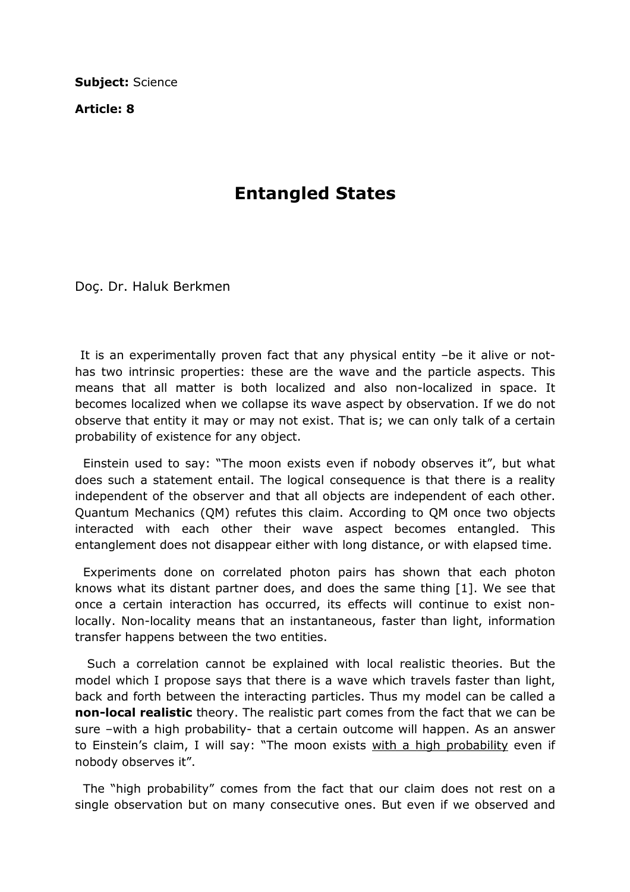**Subject:** Science

**Article: 8**

# Entangled States

Doç. Dr. Haluk Berkmen

It is an experimentally proven fact that any physical entity –be it alive or not- has two intrinsic properties: these are the wave and the particle aspects. This means that all matter is both localized and also non-localized in space. It becomes localized when we collapse its wave aspect by observation. If we do not observe that entity it may or may not exist. That is; we can only talk of a certain probability of existence for any object.

Einstein used to say: "The moon exists even if nobody observes it", but what does such a statement entail. The logical consequence is that there is a reality independent of the observer and that all objects are independent of each other. Quantum Mechanics (QM) refutes this claim. According to QM once two objects interacted with each other their wave aspect becomes entangled. This entanglement does not disappear either with long distance, or with elapsed time.

Experiments done on correlated photon pairs has shown that each photon knows what its distant partner does, and does the same thing [1]. We see that once a certain interaction has occurred, its effects will continue to exist non-locally. Non-locality means that an instantaneous, faster than light, information transfer happens between the two entities.

Such a correlation cannot be explained with local realistic theories. But the model which I propose says that there is a wave which travels faster than light, back and forth between the interacting particles. Thus my model can be called a **non-local realistic** theory. The realistic part comes from the fact that we can be sure –with a high probability- that a certain outcome will happen. As an answer to Einstein's claim, I will say: "The moon exists <u>with a high probability</u> even if nobody observes it".

The "high probability" comes from the fact that our claim does not rest on a single observation but on many consecutive ones. But even if we observed and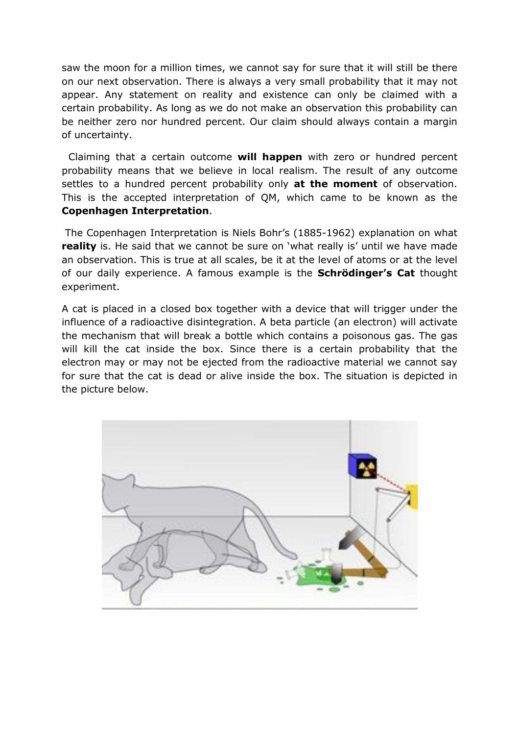saw the moon for a million times, we cannot say for sure that it will still be there on our next observation. There is always a very small probability that it may not appear. Any statement on reality and existence can only be claimed with a certain probability. As long as we do not make an observation this probability can be neither zero nor hundred percent. Our claim should always contain a margin of uncertainty.

Claiming that a certain outcome **will happen** with zero or hundred percent probability means that we believe in local realism. The result of any outcome settles to a hundred percent probability only **at the moment** of observation. This is the accepted interpretation of QM, which came to be known as the **Copenhagen Interpretation**.

The Copenhagen Interpretation is Niels Bohr's (1885-1962) explanation on what **reality** is. He said that we cannot be sure on 'what really is' until we have made an observation. This is true at all scales, be it at the level of atoms or at the level of our daily experience. A famous example is the **Schrödinger's Cat** thought experiment.

A cat is placed in a closed box together with a device that will trigger under the influence of a radioactive disintegration. A beta particle (an electron) will activate the mechanism that will break a bottle which contains a poisonous gas. The gas will kill the cat inside the box. Since there is a certain probability that the electron may or may not be ejected from the radioactive material we cannot say for sure that the cat is dead or alive inside the box. The situation is depicted in the picture below.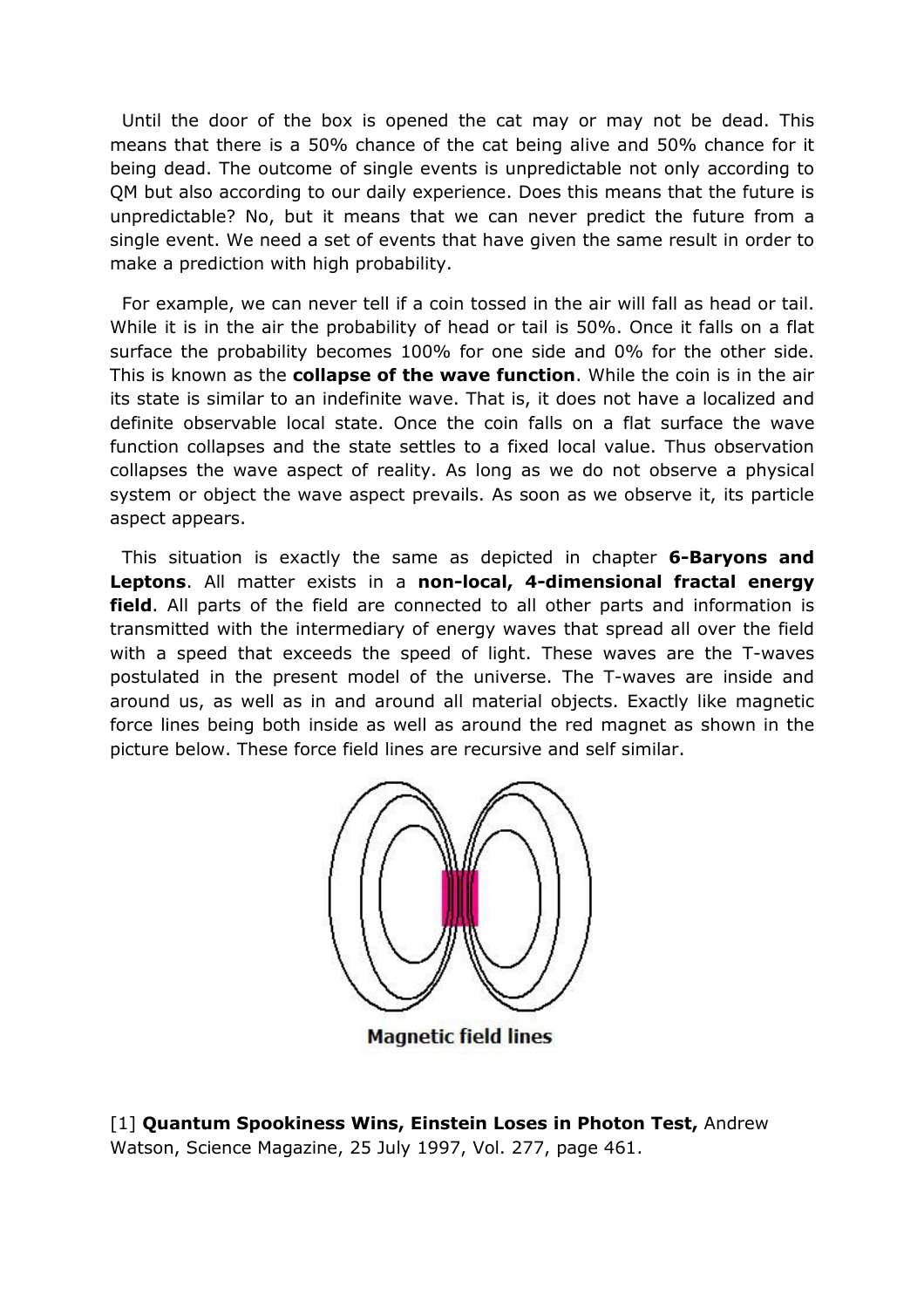Until the door of the box is opened the cat may or may not be dead. This means that there is a 50% chance of the cat being alive and 50% chance for it being dead. The outcome of single events is unpredictable not only according to QM but also according to our daily experience. Does this means that the future is unpredictable? No, but it means that we can never predict the future from a single event. We need a set of events that have given the same result in order to make a prediction with high probability.

For example, we can never tell if a coin tossed in the air will fall as head or tail. While it is in the air the probability of head or tail is 50%. Once it falls on a flat surface the probability becomes 100% for one side and 0% for the other side. This is known as the **collapse of the wave function**. While the coin is in the air its state is similar to an indefinite wave. That is, it does not have a localized and definite observable local state. Once the coin falls on a flat surface the wave function collapses and the state settles to a fixed local value. Thus observation collapses the wave aspect of reality. As long as we do not observe a physical system or object the wave aspect prevails. As soon as we observe it, its particle aspect appears.

This situation is exactly the same as depicted in chapter **6-Baryons and Leptons**. All matter exists in a **non-local, 4-dimensional fractal energy field**. All parts of the field are connected to all other parts and information is transmitted with the intermediary of energy waves that spread all over the field with a speed that exceeds the speed of light. These waves are the T-waves postulated in the present model of the universe. The T-waves are inside and around us, as well as in and around all material objects. Exactly like magnetic force lines being both inside as well as around the red magnet as shown in the picture below. These force field lines are recursive and self similar.

**Magnetic field lines**

[1] **Quantum Spookiness Wins, Einstein Loses in Photon Test,** Andrew Watson, Science Magazine, 25 July 1997, Vol. 277, page 461.